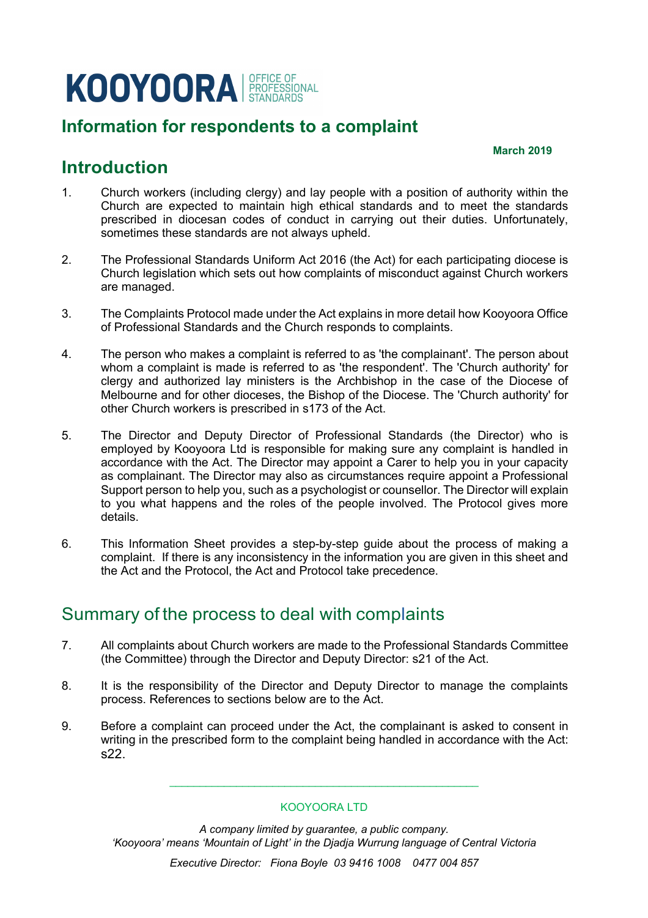# KOOYOORA | OFFICE OF PROFESSIONAL STANDARDS

## Information for respondents to a complaint

**March 2019**

## Introduction

1. Church workers (including clergy) and lay people with a position of authority within the Church are expected to maintain high ethical standards and to meet the standards prescribed in diocesan codes of conduct in carrying out their duties. Unfortunately, sometimes these standards are not always upheld.

2. The Professional Standards Uniform Act 2016 (the Act) for each participating diocese is Church legislation which sets out how complaints of misconduct against Church workers are managed.

3. The Complaints Protocol made under the Act explains in more detail how Kooyoora Office of Professional Standards and the Church responds to complaints.

4. The person who makes a complaint is referred to as 'the complainant'. The person about whom a complaint is made is referred to as 'the respondent'. The 'Church authority' for clergy and authorized lay ministers is the Archbishop in the case of the Diocese of Melbourne and for other dioceses, the Bishop of the Diocese. The 'Church authority' for other Church workers is prescribed in s173 of the Act.

5. The Director and Deputy Director of Professional Standards (the Director) who is employed by Kooyoora Ltd is responsible for making sure any complaint is handled in accordance with the Act. The Director may appoint a Carer to help you in your capacity as complainant. The Director may also as circumstances require appoint a Professional Support person to help you, such as a psychologist or counsellor. The Director will explain to you what happens and the roles of the people involved. The Protocol gives more details.

6. This Information Sheet provides a step-by-step guide about the process of making a complaint. If there is any inconsistency in the information you are given in this sheet and the Act and the Protocol, the Act and Protocol take precedence.

## Summary of the process to deal with complaints

7. All complaints about Church workers are made to the Professional Standards Committee (the Committee) through the Director and Deputy Director: s21 of the Act.

8. It is the responsibility of the Director and Deputy Director to manage the complaints process. References to sections below are to the Act.

9. Before a complaint can proceed under the Act, the complainant is asked to consent in writing in the prescribed form to the complaint being handled in accordance with the Act: s22.

KOOYOORA LTD

*A company limited by guarantee, a public company.*
*'Kooyoora' means 'Mountain of Light' in the Djadja Wurrung language of Central Victoria*

*Executive Director: Fiona Boyle 03 9416 1008 0477 004 857*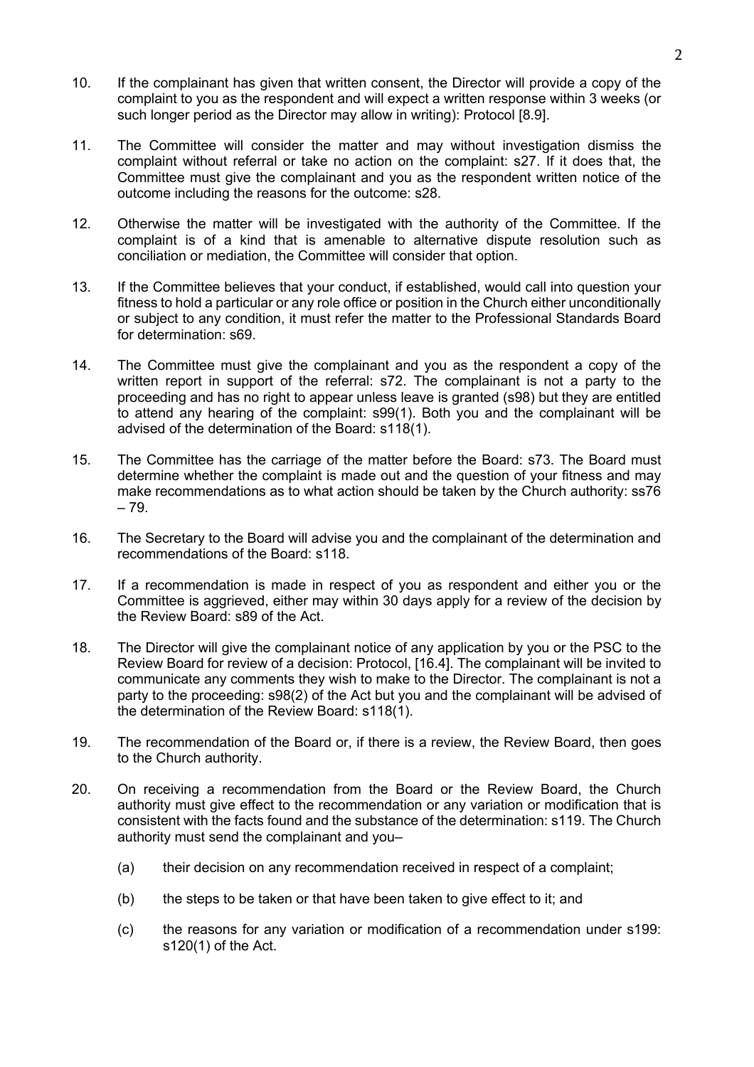10. If the complainant has given that written consent, the Director will provide a copy of the complaint to you as the respondent and will expect a written response within 3 weeks (or such longer period as the Director may allow in writing): Protocol [8.9].

11. The Committee will consider the matter and may without investigation dismiss the complaint without referral or take no action on the complaint: s27. If it does that, the Committee must give the complainant and you as the respondent written notice of the outcome including the reasons for the outcome: s28.

12. Otherwise the matter will be investigated with the authority of the Committee. If the complaint is of a kind that is amenable to alternative dispute resolution such as conciliation or mediation, the Committee will consider that option.

13. If the Committee believes that your conduct, if established, would call into question your fitness to hold a particular or any role office or position in the Church either unconditionally or subject to any condition, it must refer the matter to the Professional Standards Board for determination: s69.

14. The Committee must give the complainant and you as the respondent a copy of the written report in support of the referral: s72. The complainant is not a party to the proceeding and has no right to appear unless leave is granted (s98) but they are entitled to attend any hearing of the complaint: s99(1). Both you and the complainant will be advised of the determination of the Board: s118(1).

15. The Committee has the carriage of the matter before the Board: s73. The Board must determine whether the complaint is made out and the question of your fitness and may make recommendations as to what action should be taken by the Church authority: ss76 – 79.

16. The Secretary to the Board will advise you and the complainant of the determination and recommendations of the Board: s118.

17. If a recommendation is made in respect of you as respondent and either you or the Committee is aggrieved, either may within 30 days apply for a review of the decision by the Review Board: s89 of the Act.

18. The Director will give the complainant notice of any application by you or the PSC to the Review Board for review of a decision: Protocol, [16.4]. The complainant will be invited to communicate any comments they wish to make to the Director. The complainant is not a party to the proceeding: s98(2) of the Act but you and the complainant will be advised of the determination of the Review Board: s118(1).

19. The recommendation of the Board or, if there is a review, the Review Board, then goes to the Church authority.

20. On receiving a recommendation from the Board or the Review Board, the Church authority must give effect to the recommendation or any variation or modification that is consistent with the facts found and the substance of the determination: s119. The Church authority must send the complainant and you–

    (a) their decision on any recommendation received in respect of a complaint;

    (b) the steps to be taken or that have been taken to give effect to it; and

    (c) the reasons for any variation or modification of a recommendation under s199: s120(1) of the Act.